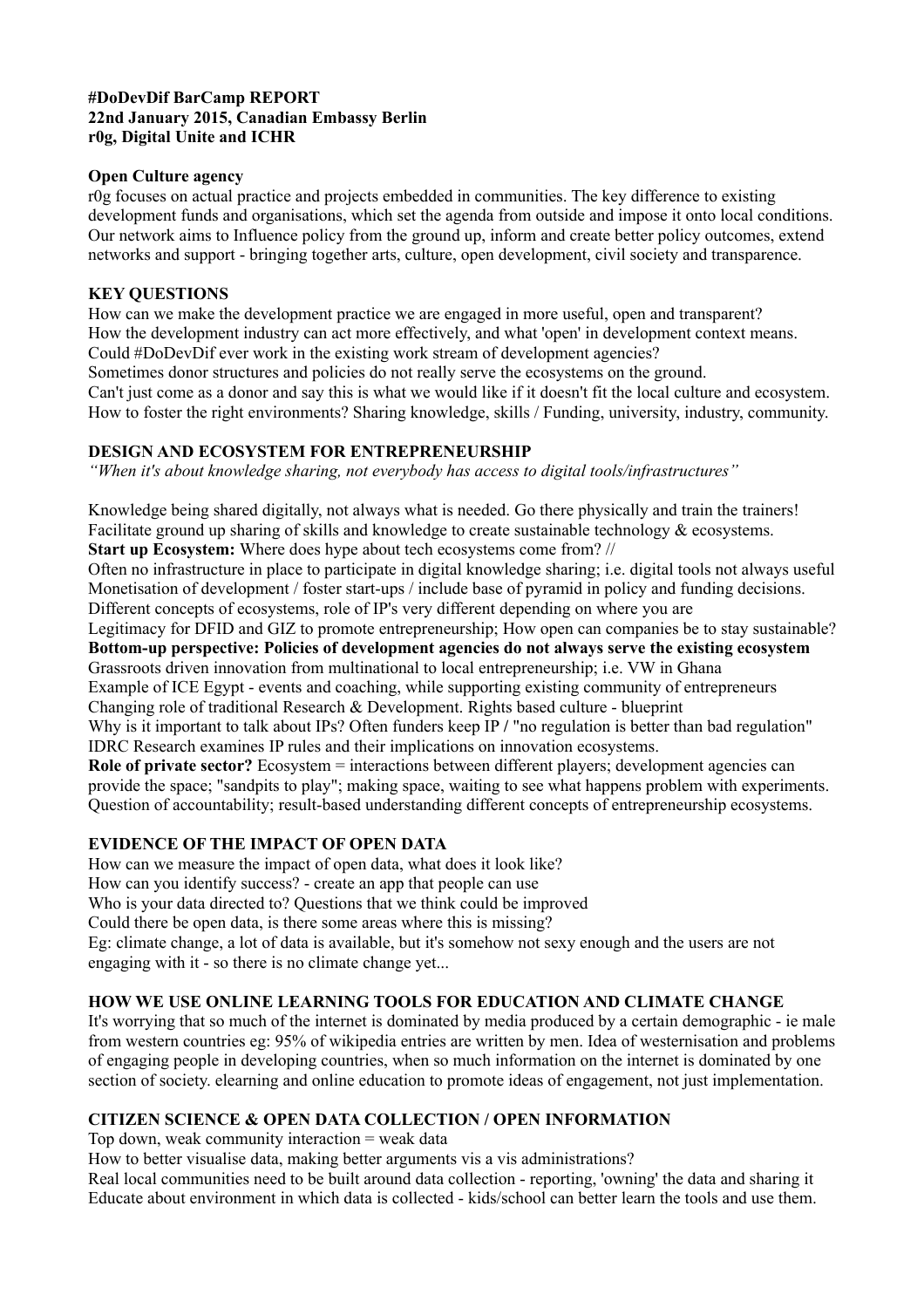**#DoDevDif BarCamp REPORT**
**22nd January 2015, Canadian Embassy Berlin**
**r0g, Digital Unite and ICHR**

**Open Culture agency**
r0g focuses on actual practice and projects embedded in communities. The key difference to existing development funds and organisations, which set the agenda from outside and impose it onto local conditions. Our network aims to Influence policy from the ground up, inform and create better policy outcomes, extend networks and support - bringing together arts, culture, open development, civil society and transparence.

**KEY QUESTIONS**
How can we make the development practice we are engaged in more useful, open and transparent?
How the development industry can act more effectively, and what 'open' in development context means.
Could #DoDevDif ever work in the existing work stream of development agencies?
Sometimes donor structures and policies do not really serve the ecosystems on the ground.
Can't just come as a donor and say this is what we would like if it doesn't fit the local culture and ecosystem.
How to foster the right environments? Sharing knowledge, skills / Funding, university, industry, community.

**DESIGN AND ECOSYSTEM FOR ENTREPRENEURSHIP**
*"When it's about knowledge sharing, not everybody has access to digital tools/infrastructures"*

Knowledge being shared digitally, not always what is needed. Go there physically and train the trainers!
Facilitate ground up sharing of skills and knowledge to create sustainable technology & ecosystems.
**Start up Ecosystem:** Where does hype about tech ecosystems come from? //
Often no infrastructure in place to participate in digital knowledge sharing; i.e. digital tools not always useful
Monetisation of development / foster start-ups / include base of pyramid in policy and funding decisions.
Different concepts of ecosystems, role of IP's very different depending on where you are
Legitimacy for DFID and GIZ to promote entrepreneurship; How open can companies be to stay sustainable?
**Bottom-up perspective: Policies of development agencies do not always serve the existing ecosystem**
Grassroots driven innovation from multinational to local entrepreneurship; i.e. VW in Ghana
Example of ICE Egypt - events and coaching, while supporting existing community of entrepreneurs
Changing role of traditional Research & Development. Rights based culture - blueprint
Why is it important to talk about IPs? Often funders keep IP / "no regulation is better than bad regulation"
IDRC Research examines IP rules and their implications on innovation ecosystems.
**Role of private sector?** Ecosystem = interactions between different players; development agencies can provide the space; "sandpits to play"; making space, waiting to see what happens problem with experiments.
Question of accountability; result-based understanding different concepts of entrepreneurship ecosystems.

**EVIDENCE OF THE IMPACT OF OPEN DATA**
How can we measure the impact of open data, what does it look like?
How can you identify success? - create an app that people can use
Who is your data directed to? Questions that we think could be improved
Could there be open data, is there some areas where this is missing?
Eg: climate change, a lot of data is available, but it's somehow not sexy enough and the users are not engaging with it - so there is no climate change yet...

**HOW WE USE ONLINE LEARNING TOOLS FOR EDUCATION AND CLIMATE CHANGE**
It's worrying that so much of the internet is dominated by media produced by a certain demographic - ie male from western countries eg: 95% of wikipedia entries are written by men. Idea of westernisation and problems of engaging people in developing countries, when so much information on the internet is dominated by one section of society. elearning and online education to promote ideas of engagement, not just implementation.

**CITIZEN SCIENCE & OPEN DATA COLLECTION / OPEN INFORMATION**
Top down, weak community interaction = weak data
How to better visualise data, making better arguments vis a vis administrations?
Real local communities need to be built around data collection - reporting, 'owning' the data and sharing it
Educate about environment in which data is collected - kids/school can better learn the tools and use them.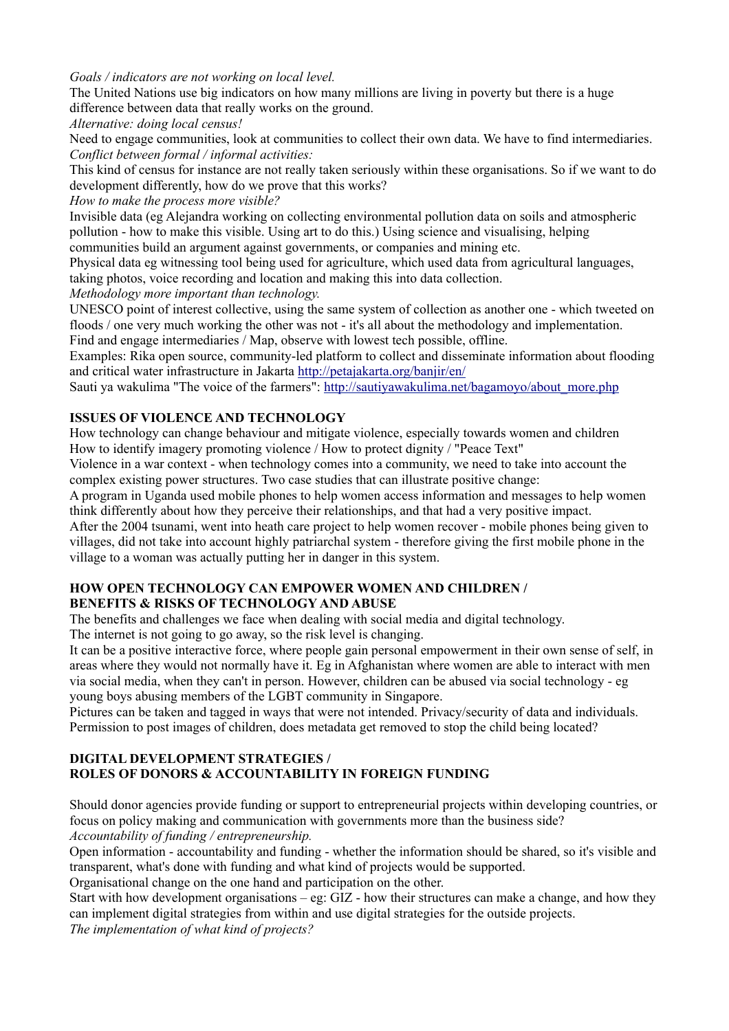*Goals / indicators are not working on local level.*

The United Nations use big indicators on how many millions are living in poverty but there is a huge difference between data that really works on the ground.

*Alternative: doing local census!*

Need to engage communities, look at communities to collect their own data. We have to find intermediaries.

*Conflict between formal / informal activities:*

This kind of census for instance are not really taken seriously within these organisations. So if we want to do development differently, how do we prove that this works?

*How to make the process more visible?*

Invisible data (eg Alejandra working on collecting environmental pollution data on soils and atmospheric pollution - how to make this visible. Using art to do this.) Using science and visualising, helping communities build an argument against governments, or companies and mining etc.

Physical data eg witnessing tool being used for agriculture, which used data from agricultural languages, taking photos, voice recording and location and making this into data collection.

*Methodology more important than technology.*

UNESCO point of interest collective, using the same system of collection as another one - which tweeted on floods / one very much working the other was not - it's all about the methodology and implementation.

Find and engage intermediaries / Map, observe with lowest tech possible, offline.

Examples: Rika open source, community-led platform to collect and disseminate information about flooding and critical water infrastructure in Jakarta [http://petajakarta.org/banjir/en/](http://petajakarta.org/banjir/en/)

Sauti ya wakulima "The voice of the farmers": [http://sautiyawakulima.net/bagamoyo/about_more.php](http://sautiyawakulima.net/bagamoyo/about_more.php)

## ISSUES OF VIOLENCE AND TECHNOLOGY

How technology can change behaviour and mitigate violence, especially towards women and children

How to identify imagery promoting violence / How to protect dignity / "Peace Text"

Violence in a war context - when technology comes into a community, we need to take into account the complex existing power structures. Two case studies that can illustrate positive change:

A program in Uganda used mobile phones to help women access information and messages to help women think differently about how they perceive their relationships, and that had a very positive impact.

After the 2004 tsunami, went into heath care project to help women recover - mobile phones being given to villages, did not take into account highly patriarchal system - therefore giving the first mobile phone in the village to a woman was actually putting her in danger in this system.

## HOW OPEN TECHNOLOGY CAN EMPOWER WOMEN AND CHILDREN / BENEFITS & RISKS OF TECHNOLOGY AND ABUSE

The benefits and challenges we face when dealing with social media and digital technology.

The internet is not going to go away, so the risk level is changing.

It can be a positive interactive force, where people gain personal empowerment in their own sense of self, in areas where they would not normally have it. Eg in Afghanistan where women are able to interact with men via social media, when they can't in person. However, children can be abused via social technology - eg young boys abusing members of the LGBT community in Singapore.

Pictures can be taken and tagged in ways that were not intended. Privacy/security of data and individuals. Permission to post images of children, does metadata get removed to stop the child being located?

## DIGITAL DEVELOPMENT STRATEGIES / ROLES OF DONORS & ACCOUNTABILITY IN FOREIGN FUNDING

Should donor agencies provide funding or support to entrepreneurial projects within developing countries, or focus on policy making and communication with governments more than the business side?

*Accountability of funding / entrepreneurship.*

Open information - accountability and funding - whether the information should be shared, so it's visible and transparent, what's done with funding and what kind of projects would be supported.

Organisational change on the one hand and participation on the other.

Start with how development organisations – eg: GIZ - how their structures can make a change, and how they can implement digital strategies from within and use digital strategies for the outside projects.

*The implementation of what kind of projects?*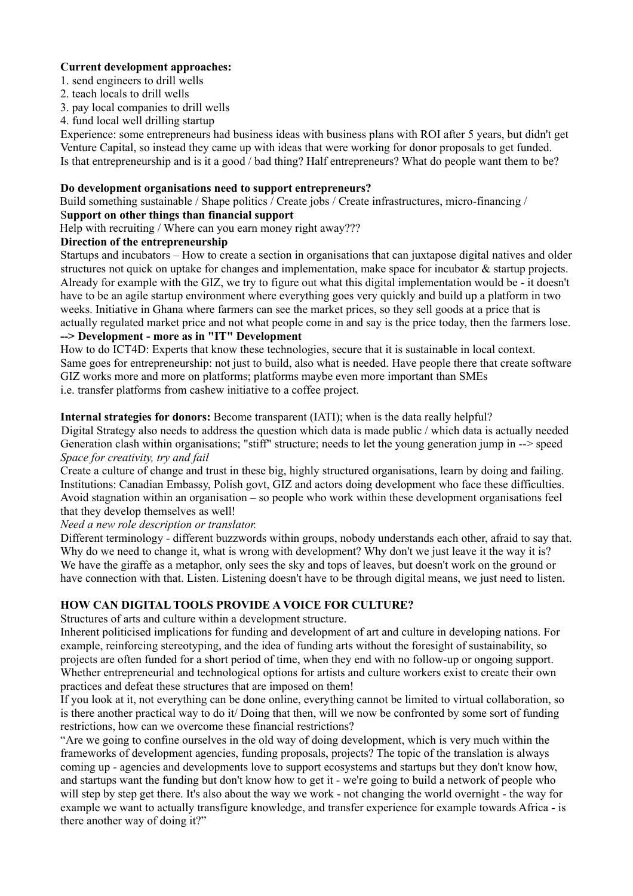**Current development approaches:**

1. send engineers to drill wells
2. teach locals to drill wells
3. pay local companies to drill wells
4. fund local well drilling startup

Experience: some entrepreneurs had business ideas with business plans with ROI after 5 years, but didn't get Venture Capital, so instead they came up with ideas that were working for donor proposals to get funded. Is that entrepreneurship and is it a good / bad thing? Half entrepreneurs? What do people want them to be?

**Do development organisations need to support entrepreneurs?**

Build something sustainable / Shape politics / Create jobs / Create infrastructures, micro-financing /

**Support on other things than financial support**

Help with recruiting / Where can you earn money right away???

**Direction of the entrepreneurship**

Startups and incubators – How to create a section in organisations that can juxtapose digital natives and older structures not quick on uptake for changes and implementation, make space for incubator & startup projects. Already for example with the GIZ, we try to figure out what this digital implementation would be - it doesn't have to be an agile startup environment where everything goes very quickly and build up a platform in two weeks. Initiative in Ghana where farmers can see the market prices, so they sell goods at a price that is actually regulated market price and not what people come in and say is the price today, then the farmers lose.

**--> Development - more as in "IT" Development**

How to do ICT4D: Experts that know these technologies, secure that it is sustainable in local context. Same goes for entrepreneurship: not just to build, also what is needed. Have people there that create software GIZ works more and more on platforms; platforms maybe even more important than SMEs i.e. transfer platforms from cashew initiative to a coffee project.

**Internal strategies for donors:** Become transparent (IATI); when is the data really helpful?

Digital Strategy also needs to address the question which data is made public / which data is actually needed Generation clash within organisations; "stiff" structure; needs to let the young generation jump in --> speed

*Space for creativity, try and fail*

Create a culture of change and trust in these big, highly structured organisations, learn by doing and failing. Institutions: Canadian Embassy, Polish govt, GIZ and actors doing development who face these difficulties. Avoid stagnation within an organisation – so people who work within these development organisations feel that they develop themselves as well!

*Need a new role description or translator.*

Different terminology - different buzzwords within groups, nobody understands each other, afraid to say that. Why do we need to change it, what is wrong with development? Why don't we just leave it the way it is? We have the giraffe as a metaphor, only sees the sky and tops of leaves, but doesn't work on the ground or have connection with that. Listen. Listening doesn't have to be through digital means, we just need to listen.

**HOW CAN DIGITAL TOOLS PROVIDE A VOICE FOR CULTURE?**

Structures of arts and culture within a development structure.

Inherent politicised implications for funding and development of art and culture in developing nations. For example, reinforcing stereotyping, and the idea of funding arts without the foresight of sustainability, so projects are often funded for a short period of time, when they end with no follow-up or ongoing support. Whether entrepreneurial and technological options for artists and culture workers exist to create their own practices and defeat these structures that are imposed on them!

If you look at it, not everything can be done online, everything cannot be limited to virtual collaboration, so is there another practical way to do it/ Doing that then, will we now be confronted by some sort of funding restrictions, how can we overcome these financial restrictions?

"Are we going to confine ourselves in the old way of doing development, which is very much within the frameworks of development agencies, funding proposals, projects? The topic of the translation is always coming up - agencies and developments love to support ecosystems and startups but they don't know how, and startups want the funding but don't know how to get it - we're going to build a network of people who will step by step get there. It's also about the way we work - not changing the world overnight - the way for example we want to actually transfigure knowledge, and transfer experience for example towards Africa - is there another way of doing it?"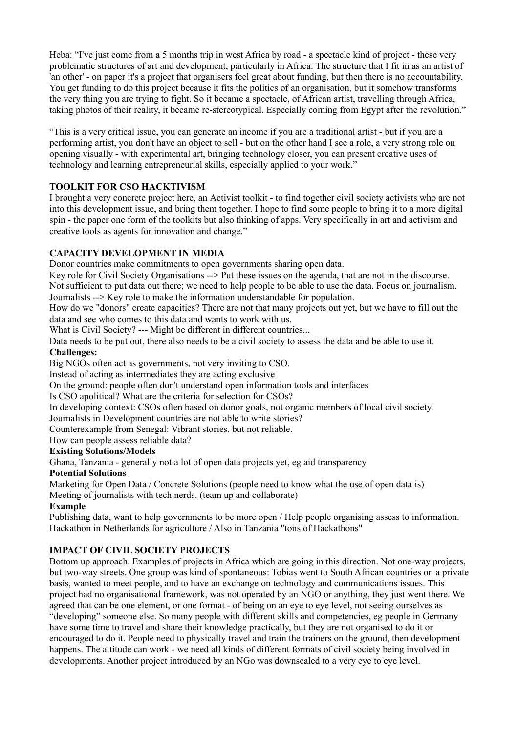Heba: “I've just come from a 5 months trip in west Africa by road - a spectacle kind of project - these very problematic structures of art and development, particularly in Africa. The structure that I fit in as an artist of 'an other' - on paper it's a project that organisers feel great about funding, but then there is no accountability. You get funding to do this project because it fits the politics of an organisation, but it somehow transforms the very thing you are trying to fight. So it became a spectacle, of African artist, travelling through Africa, taking photos of their reality, it became re-stereotypical. Especially coming from Egypt after the revolution.”

“This is a very critical issue, you can generate an income if you are a traditional artist - but if you are a performing artist, you don't have an object to sell - but on the other hand I see a role, a very strong role on opening visually - with experimental art, bringing technology closer, you can present creative uses of technology and learning entrepreneurial skills, especially applied to your work.”

**TOOLKIT FOR CSO HACKTIVISM**

I brought a very concrete project here, an Activist toolkit - to find together civil society activists who are not into this development issue, and bring them together. I hope to find some people to bring it to a more digital spin - the paper one form of the toolkits but also thinking of apps. Very specifically in art and activism and creative tools as agents for innovation and change.”

**CAPACITY DEVELOPMENT IN MEDIA**

Donor countries make commitments to open governments sharing open data.
Key role for Civil Society Organisations --> Put these issues on the agenda, that are not in the discourse.
Not sufficient to put data out there; we need to help people to be able to use the data. Focus on journalism.
Journalists --> Key role to make the information understandable for population.
How do we "donors" create capacities? There are not that many projects out yet, but we have to fill out the data and see who comes to this data and wants to work with us.
What is Civil Society? --- Might be different in different countries...
Data needs to be put out, there also needs to be a civil society to assess the data and be able to use it.

**Challenges:**

Big NGOs often act as governments, not very inviting to CSO.
Instead of acting as intermediates they are acting exclusive
On the ground: people often don't understand open information tools and interfaces
Is CSO apolitical? What are the criteria for selection for CSOs?
In developing context: CSOs often based on donor goals, not organic members of local civil society.
Journalists in Development countries are not able to write stories?
Counterexample from Senegal: Vibrant stories, but not reliable.
How can people assess reliable data?

**Existing Solutions/Models**

Ghana, Tanzania - generally not a lot of open data projects yet, eg aid transparency

**Potential Solutions**

Marketing for Open Data / Concrete Solutions (people need to know what the use of open data is)
Meeting of journalists with tech nerds. (team up and collaborate)

**Example**

Publishing data, want to help governments to be more open / Help people organising assess to information.
Hackathon in Netherlands for agriculture / Also in Tanzania "tons of Hackathons"

**IMPACT OF CIVIL SOCIETY PROJECTS**

Bottom up approach. Examples of projects in Africa which are going in this direction. Not one-way projects, but two-way streets. One group was kind of spontaneous: Tobias went to South African countries on a private basis, wanted to meet people, and to have an exchange on technology and communications issues. This project had no organisational framework, was not operated by an NGO or anything, they just went there. We agreed that can be one element, or one format - of being on an eye to eye level, not seeing ourselves as “developing” someone else. So many people with different skills and competencies, eg people in Germany have some time to travel and share their knowledge practically, but they are not organised to do it or encouraged to do it. People need to physically travel and train the trainers on the ground, then development happens. The attitude can work - we need all kinds of different formats of civil society being involved in developments. Another project introduced by an NGo was downscaled to a very eye to eye level.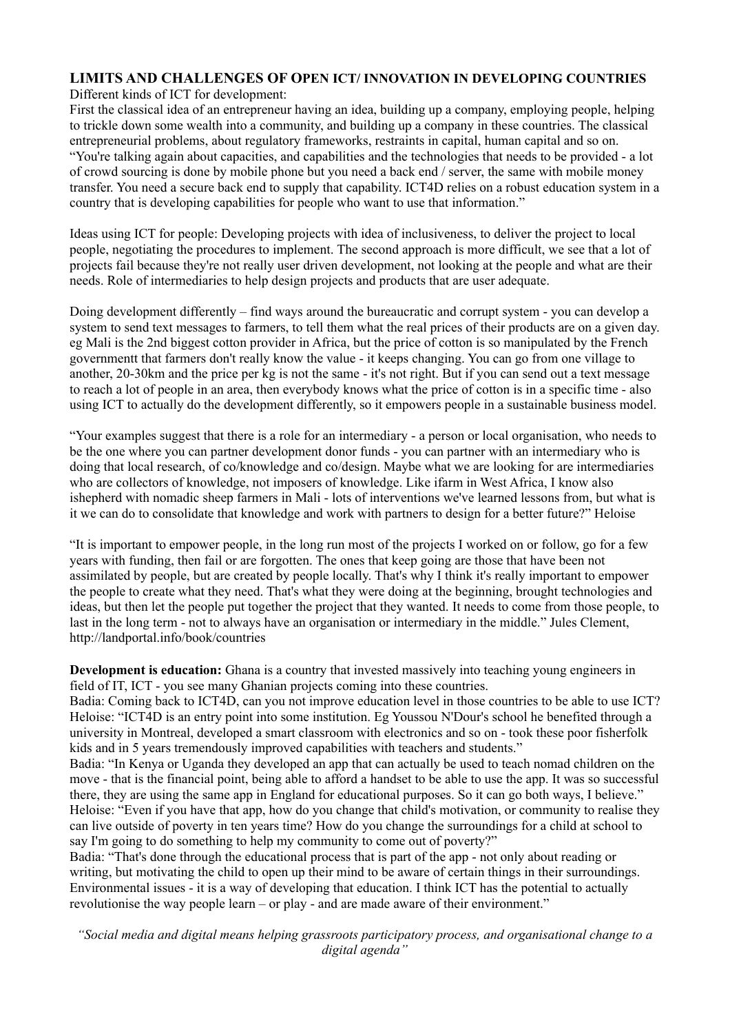## LIMITS AND CHALLENGES OF OPEN ICT/ INNOVATION IN DEVELOPING COUNTRIES

Different kinds of ICT for development:

First the classical idea of an entrepreneur having an idea, building up a company, employing people, helping to trickle down some wealth into a community, and building up a company in these countries. The classical entrepreneurial problems, about regulatory frameworks, restraints in capital, human capital and so on. "You're talking again about capacities, and capabilities and the technologies that needs to be provided - a lot of crowd sourcing is done by mobile phone but you need a back end / server, the same with mobile money transfer. You need a secure back end to supply that capability. ICT4D relies on a robust education system in a country that is developing capabilities for people who want to use that information."

Ideas using ICT for people: Developing projects with idea of inclusiveness, to deliver the project to local people, negotiating the procedures to implement. The second approach is more difficult, we see that a lot of projects fail because they're not really user driven development, not looking at the people and what are their needs. Role of intermediaries to help design projects and products that are user adequate.

Doing development differently – find ways around the bureaucratic and corrupt system - you can develop a system to send text messages to farmers, to tell them what the real prices of their products are on a given day. eg Mali is the 2nd biggest cotton provider in Africa, but the price of cotton is so manipulated by the French governmentt that farmers don't really know the value - it keeps changing. You can go from one village to another, 20-30km and the price per kg is not the same - it's not right. But if you can send out a text message to reach a lot of people in an area, then everybody knows what the price of cotton is in a specific time - also using ICT to actually do the development differently, so it empowers people in a sustainable business model.

"Your examples suggest that there is a role for an intermediary - a person or local organisation, who needs to be the one where you can partner development donor funds - you can partner with an intermediary who is doing that local research, of co/knowledge and co/design. Maybe what we are looking for are intermediaries who are collectors of knowledge, not imposers of knowledge. Like ifarm in West Africa, I know also ishepherd with nomadic sheep farmers in Mali - lots of interventions we've learned lessons from, but what is it we can do to consolidate that knowledge and work with partners to design for a better future?" Heloise

"It is important to empower people, in the long run most of the projects I worked on or follow, go for a few years with funding, then fail or are forgotten. The ones that keep going are those that have been not assimilated by people, but are created by people locally. That's why I think it's really important to empower the people to create what they need. That's what they were doing at the beginning, brought technologies and ideas, but then let the people put together the project that they wanted. It needs to come from those people, to last in the long term - not to always have an organisation or intermediary in the middle." Jules Clement, http://landportal.info/book/countries

**Development is education:** Ghana is a country that invested massively into teaching young engineers in field of IT, ICT - you see many Ghanian projects coming into these countries.

Badia: Coming back to ICT4D, can you not improve education level in those countries to be able to use ICT?

Heloise: "ICT4D is an entry point into some institution. Eg Youssou N'Dour's school he benefited through a university in Montreal, developed a smart classroom with electronics and so on - took these poor fisherfolk kids and in 5 years tremendously improved capabilities with teachers and students."

Badia: "In Kenya or Uganda they developed an app that can actually be used to teach nomad children on the move - that is the financial point, being able to afford a handset to be able to use the app. It was so successful there, they are using the same app in England for educational purposes. So it can go both ways, I believe."

Heloise: "Even if you have that app, how do you change that child's motivation, or community to realise they can live outside of poverty in ten years time? How do you change the surroundings for a child at school to say I'm going to do something to help my community to come out of poverty?"

Badia: "That's done through the educational process that is part of the app - not only about reading or writing, but motivating the child to open up their mind to be aware of certain things in their surroundings. Environmental issues - it is a way of developing that education. I think ICT has the potential to actually revolutionise the way people learn – or play - and are made aware of their environment."

*"Social media and digital means helping grassroots participatory process, and organisational change to a digital agenda"*